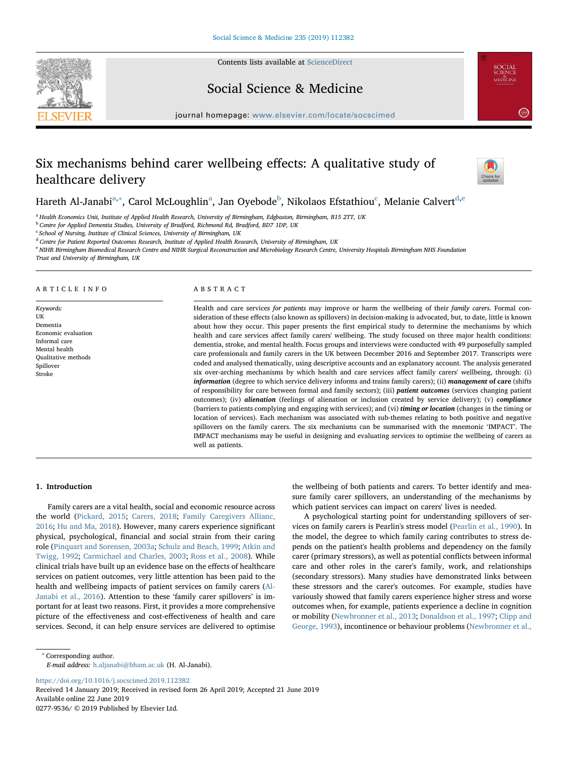# Six mechanisms behind carer wellbeing effects: A qualitative study of healthcare delivery

Hareth Al-Janabi[a,*], Carol McLoughlin[a], Jan Oyebode[b], Nikolaos Efstathiou[c], Melanie Calvert[d,e]

[a] Health Economics Unit, Institute of Applied Health Research, University of Birmingham, Edgbaston, Birmingham, B15 2TT, UK
[b] Centre for Applied Dementia Studies, University of Bradford, Richmond Rd, Bradford, BD7 1DP, UK
[c] School of Nursing, Institute of Clinical Sciences, University of Birmingham, UK
[d] Centre for Patient Reported Outcomes Research, Institute of Applied Health Research, University of Birmingham, UK
[e] NIHR Birmingham Biomedical Research Centre and NIHR Surgical Reconstruction and Microbiology Research Centre, University Hospitals Birmingham NHS Foundation Trust and University of Birmingham, UK

## ARTICLE INFO

*Keywords:*
UK
Dementia
Economic evaluation
Informal care
Mental health
Qualitative methods
Spillover
Stroke

## ABSTRACT

Health and care services *for patients* may improve or harm the wellbeing of their *family carers*. Formal consideration of these effects (also known as spillovers) in decision-making is advocated, but, to date, little is known about how they occur. This paper presents the first empirical study to determine the mechanisms by which health and care services affect family carers' wellbeing. The study focused on three major health conditions: dementia, stroke, and mental health. Focus groups and interviews were conducted with 49 purposefully sampled care professionals and family carers in the UK between December 2016 and September 2017. Transcripts were coded and analysed thematically, using descriptive accounts and an explanatory account. The analysis generated six over-arching mechanisms by which health and care services affect family carers' wellbeing, through: (i) ***information*** (degree to which service delivery informs and trains family carers); (ii) ***management* of care** (shifts of responsibility for care between formal and family sectors); (iii) ***patient outcomes*** (services changing patient outcomes); (iv) ***alienation*** (feelings of alienation or inclusion created by service delivery); (v) ***compliance*** (barriers to patients complying and engaging with services); and (vi) ***timing or location*** (changes in the timing or location of services). Each mechanism was associated with sub-themes relating to both positive and negative spillovers on the family carers. The six mechanisms can be summarised with the mnemonic 'IMPACT'. The IMPACT mechanisms may be useful in designing and evaluating services to optimise the wellbeing of carers as well as patients.

## 1. Introduction

Family carers are a vital health, social and economic resource across the world (Pickard, 2015; Carers, 2018; Family Caregivers Allianc, 2016; Hu and Ma, 2018). However, many carers experience significant physical, psychological, financial and social strain from their caring role (Pinquart and Sorensen, 2003a; Schulz and Beach, 1999; Atkin and Twigg, 1992; Carmichael and Charles, 2003; Ross et al., 2008). While clinical trials have built up an evidence base on the effects of healthcare services on patient outcomes, very little attention has been paid to the health and wellbeing impacts of patient services on family carers (Al-Janabi et al., 2016). Attention to these 'family carer spillovers' is important for at least two reasons. First, it provides a more comprehensive picture of the effectiveness and cost-effectiveness of health and care services. Second, it can help ensure services are delivered to optimise the wellbeing of both patients and carers. To better identify and measure family carer spillovers, an understanding of the mechanisms by which patient services can impact on carers' lives is needed.

A psychological starting point for understanding spillovers of services on family carers is Pearlin's stress model (Pearlin et al., 1990). In the model, the degree to which family caring contributes to stress depends on the patient's health problems and dependency on the family carer (primary stressors), as well as potential conflicts between informal care and other roles in the carer's family, work, and relationships (secondary stressors). Many studies have demonstrated links between these stressors and the carer's outcomes. For example, studies have variously showed that family carers experience higher stress and worse outcomes when, for example, patients experience a decline in cognition or mobility (Newbronner et al., 2013; Donaldson et al., 1997; Clipp and George, 1993), incontinence or behaviour problems (Newbronner et al.,

* Corresponding author.
*E-mail address:* h.aljanabi@bham.ac.uk (H. Al-Janabi).

https://doi.org/10.1016/j.socscimed.2019.112382
Received 14 January 2019; Received in revised form 26 April 2019; Accepted 21 June 2019
Available online 22 June 2019
0277-9536/ © 2019 Published by Elsevier Ltd.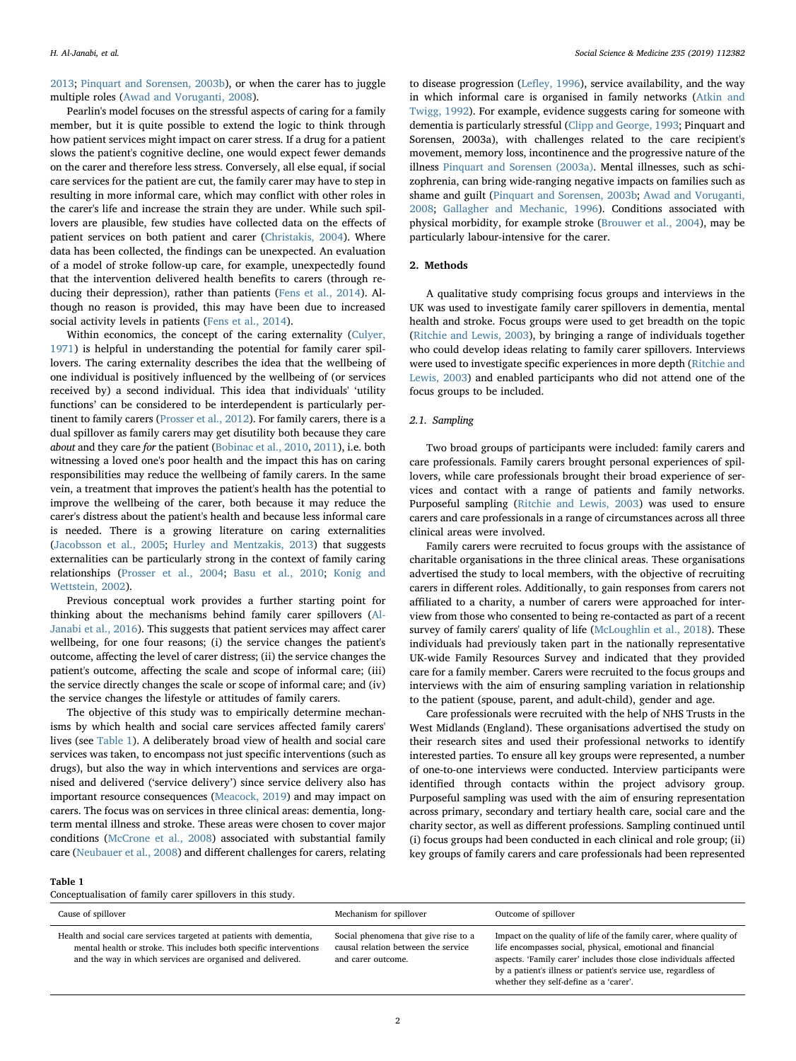2013; Pinquart and Sorensen, 2003b), or when the carer has to juggle multiple roles (Awad and Voruganti, 2008).

Pearlin's model focuses on the stressful aspects of caring for a family member, but it is quite possible to extend the logic to think through how patient services might impact on carer stress. If a drug for a patient slows the patient's cognitive decline, one would expect fewer demands on the carer and therefore less stress. Conversely, all else equal, if social care services for the patient are cut, the family carer may have to step in resulting in more informal care, which may conflict with other roles in the carer's life and increase the strain they are under. While such spillovers are plausible, few studies have collected data on the effects of patient services on both patient and carer (Christakis, 2004). Where data has been collected, the findings can be unexpected. An evaluation of a model of stroke follow-up care, for example, unexpectedly found that the intervention delivered health benefits to carers (through reducing their depression), rather than patients (Fens et al., 2014). Although no reason is provided, this may have been due to increased social activity levels in patients (Fens et al., 2014).

Within economics, the concept of the caring externality (Culyer, 1971) is helpful in understanding the potential for family carer spillovers. The caring externality describes the idea that the wellbeing of one individual is positively influenced by the wellbeing of (or services received by) a second individual. This idea that individuals' 'utility functions' can be considered to be interdependent is particularly pertinent to family carers (Prosser et al., 2012). For family carers, there is a dual spillover as family carers may get disutility both because they care *about* and they care *for* the patient (Bobinac et al., 2010, 2011), i.e. both witnessing a loved one's poor health and the impact this has on caring responsibilities may reduce the wellbeing of family carers. In the same vein, a treatment that improves the patient's health has the potential to improve the wellbeing of the carer, both because it may reduce the carer's distress about the patient's health and because less informal care is needed. There is a growing literature on caring externalities (Jacobsson et al., 2005; Hurley and Mentzakis, 2013) that suggests externalities can be particularly strong in the context of family caring relationships (Prosser et al., 2004; Basu et al., 2010; Konig and Wettstein, 2002).

Previous conceptual work provides a further starting point for thinking about the mechanisms behind family carer spillovers (Al-Janabi et al., 2016). This suggests that patient services may affect carer wellbeing, for one four reasons; (i) the service changes the patient's outcome, affecting the level of carer distress; (ii) the service changes the patient's outcome, affecting the scale and scope of informal care; (iii) the service directly changes the scale or scope of informal care; and (iv) the service changes the lifestyle or attitudes of family carers.

The objective of this study was to empirically determine mechanisms by which health and social care services affected family carers' lives (see Table 1). A deliberately broad view of health and social care services was taken, to encompass not just specific interventions (such as drugs), but also the way in which interventions and services are organised and delivered ('service delivery') since service delivery also has important resource consequences (Meacock, 2019) and may impact on carers. The focus was on services in three clinical areas: dementia, long-term mental illness and stroke. These areas were chosen to cover major conditions (McCrone et al., 2008) associated with substantial family care (Neubauer et al., 2008) and different challenges for carers, relating to disease progression (Lefley, 1996), service availability, and the way in which informal care is organised in family networks (Atkin and Twigg, 1992). For example, evidence suggests caring for someone with dementia is particularly stressful (Clipp and George, 1993; Pinquart and Sorensen, 2003a), with challenges related to the care recipient's movement, memory loss, incontinence and the progressive nature of the illness Pinquart and Sorensen (2003a). Mental illnesses, such as schizophrenia, can bring wide-ranging negative impacts on families such as shame and guilt (Pinquart and Sorensen, 2003b; Awad and Voruganti, 2008; Gallagher and Mechanic, 1996). Conditions associated with physical morbidity, for example stroke (Brouwer et al., 2004), may be particularly labour-intensive for the carer.

## 2. Methods

A qualitative study comprising focus groups and interviews in the UK was used to investigate family carer spillovers in dementia, mental health and stroke. Focus groups were used to get breadth on the topic (Ritchie and Lewis, 2003), by bringing a range of individuals together who could develop ideas relating to family carer spillovers. Interviews were used to investigate specific experiences in more depth (Ritchie and Lewis, 2003) and enabled participants who did not attend one of the focus groups to be included.

### 2.1. Sampling

Two broad groups of participants were included: family carers and care professionals. Family carers brought personal experiences of spillovers, while care professionals brought their broad experience of services and contact with a range of patients and family networks. Purposeful sampling (Ritchie and Lewis, 2003) was used to ensure carers and care professionals in a range of circumstances across all three clinical areas were involved.

Family carers were recruited to focus groups with the assistance of charitable organisations in the three clinical areas. These organisations advertised the study to local members, with the objective of recruiting carers in different roles. Additionally, to gain responses from carers not affiliated to a charity, a number of carers were approached for interview from those who consented to being re-contacted as part of a recent survey of family carers' quality of life (McLoughlin et al., 2018). These individuals had previously taken part in the nationally representative UK-wide Family Resources Survey and indicated that they provided care for a family member. Carers were recruited to the focus groups and interviews with the aim of ensuring sampling variation in relationship to the patient (spouse, parent, and adult-child), gender and age.

Care professionals were recruited with the help of NHS Trusts in the West Midlands (England). These organisations advertised the study on their research sites and used their professional networks to identify interested parties. To ensure all key groups were represented, a number of one-to-one interviews were conducted. Interview participants were identified through contacts within the project advisory group. Purposeful sampling was used with the aim of ensuring representation across primary, secondary and tertiary health care, social care and the charity sector, as well as different professions. Sampling continued until (i) focus groups had been conducted in each clinical and role group; (ii) key groups of family carers and care professionals had been represented

**Table 1**
Conceptualisation of family carer spillovers in this study.

| Cause of spillover | Mechanism for spillover | Outcome of spillover |
|---|---|---|
| Health and social care services targeted at patients with dementia, mental health or stroke. This includes both specific interventions and the way in which services are organised and delivered. | Social phenomena that give rise to a causal relation between the service and carer outcome. | Impact on the quality of life of the family carer, where quality of life encompasses social, physical, emotional and financial aspects. 'Family carer' includes those close individuals affected by a patient's illness or patient's service use, regardless of whether they self-define as a 'carer'. |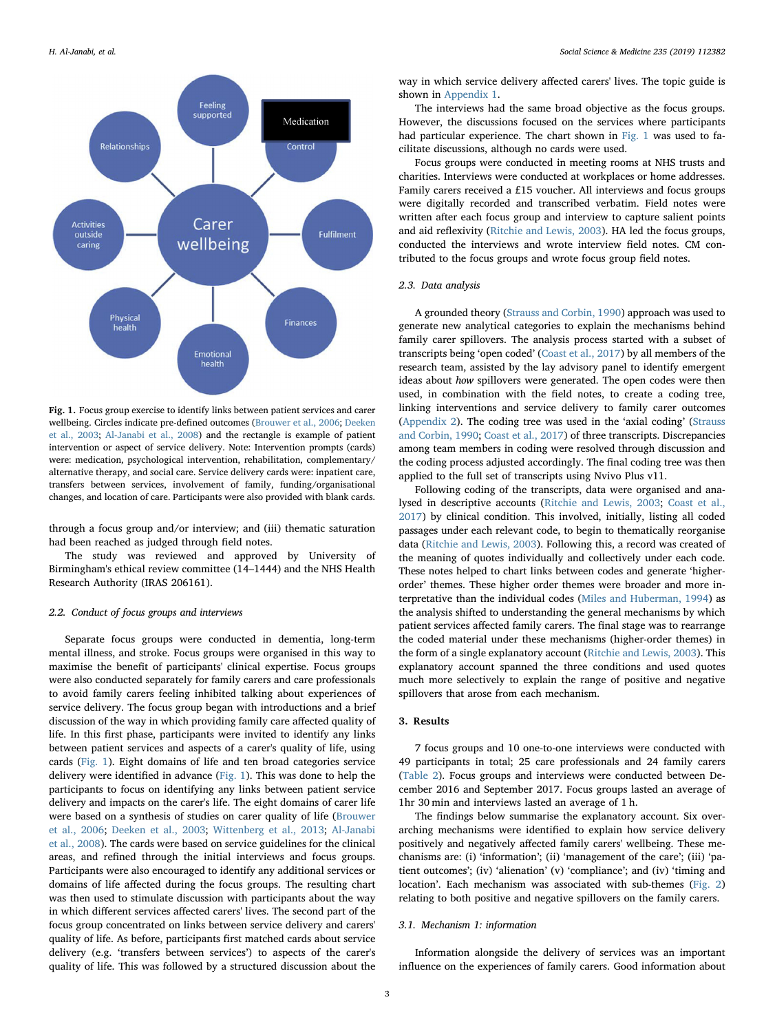**Fig. 1.** Focus group exercise to identify links between patient services and carer wellbeing. Circles indicate pre-defined outcomes (Brouwer et al., 2006; Deeken et al., 2003; Al-Janabi et al., 2008) and the rectangle is example of patient intervention or aspect of service delivery. Note: Intervention prompts (cards) were: medication, psychological intervention, rehabilitation, complementary/alternative therapy, and social care. Service delivery cards were: inpatient care, transfers between services, involvement of family, funding/organisational changes, and location of care. Participants were also provided with blank cards.

through a focus group and/or interview; and (iii) thematic saturation had been reached as judged through field notes.

The study was reviewed and approved by University of Birmingham's ethical review committee (14–1444) and the NHS Health Research Authority (IRAS 206161).

### 2.2. Conduct of focus groups and interviews

Separate focus groups were conducted in dementia, long-term mental illness, and stroke. Focus groups were organised in this way to maximise the benefit of participants' clinical expertise. Focus groups were also conducted separately for family carers and care professionals to avoid family carers feeling inhibited talking about experiences of service delivery. The focus group began with introductions and a brief discussion of the way in which providing family care affected quality of life. In this first phase, participants were invited to identify any links between patient services and aspects of a carer's quality of life, using cards (Fig. 1). Eight domains of life and ten broad categories service delivery were identified in advance (Fig. 1). This was done to help the participants to focus on identifying any links between patient service delivery and impacts on the carer's life. The eight domains of carer life were based on a synthesis of studies on carer quality of life (Brouwer et al., 2006; Deeken et al., 2003; Wittenberg et al., 2013; Al-Janabi et al., 2008). The cards were based on service guidelines for the clinical areas, and refined through the initial interviews and focus groups. Participants were also encouraged to identify any additional services or domains of life affected during the focus groups. The resulting chart was then used to stimulate discussion with participants about the way in which different services affected carers' lives. The second part of the focus group concentrated on links between service delivery and carers' quality of life. As before, participants first matched cards about service delivery (e.g. 'transfers between services') to aspects of the carer's quality of life. This was followed by a structured discussion about the way in which service delivery affected carers' lives. The topic guide is shown in Appendix 1.

The interviews had the same broad objective as the focus groups. However, the discussions focused on the services where participants had particular experience. The chart shown in Fig. 1 was used to facilitate discussions, although no cards were used.

Focus groups were conducted in meeting rooms at NHS trusts and charities. Interviews were conducted at workplaces or home addresses. Family carers received a £15 voucher. All interviews and focus groups were digitally recorded and transcribed verbatim. Field notes were written after each focus group and interview to capture salient points and aid reflexivity (Ritchie and Lewis, 2003). HA led the focus groups, conducted the interviews and wrote interview field notes. CM contributed to the focus groups and wrote focus group field notes.

### 2.3. Data analysis

A grounded theory (Strauss and Corbin, 1990) approach was used to generate new analytical categories to explain the mechanisms behind family carer spillovers. The analysis process started with a subset of transcripts being 'open coded' (Coast et al., 2017) by all members of the research team, assisted by the lay advisory panel to identify emergent ideas about *how* spillovers were generated. The open codes were then used, in combination with the field notes, to create a coding tree, linking interventions and service delivery to family carer outcomes (Appendix 2). The coding tree was used in the 'axial coding' (Strauss and Corbin, 1990; Coast et al., 2017) of three transcripts. Discrepancies among team members in coding were resolved through discussion and the coding process adjusted accordingly. The final coding tree was then applied to the full set of transcripts using Nvivo Plus v11.

Following coding of the transcripts, data were organised and analysed in descriptive accounts (Ritchie and Lewis, 2003; Coast et al., 2017) by clinical condition. This involved, initially, listing all coded passages under each relevant code, to begin to thematically reorganise data (Ritchie and Lewis, 2003). Following this, a record was created of the meaning of quotes individually and collectively under each code. These notes helped to chart links between codes and generate 'higher-order' themes. These higher order themes were broader and more interpretative than the individual codes (Miles and Huberman, 1994) as the analysis shifted to understanding the general mechanisms by which patient services affected family carers. The final stage was to rearrange the coded material under these mechanisms (higher-order themes) in the form of a single explanatory account (Ritchie and Lewis, 2003). This explanatory account spanned the three conditions and used quotes much more selectively to explain the range of positive and negative spillovers that arose from each mechanism.

## 3. Results

7 focus groups and 10 one-to-one interviews were conducted with 49 participants in total; 25 care professionals and 24 family carers (Table 2). Focus groups and interviews were conducted between December 2016 and September 2017. Focus groups lasted an average of 1hr 30 min and interviews lasted an average of 1 h.

The findings below summarise the explanatory account. Six overarching mechanisms were identified to explain how service delivery positively and negatively affected family carers' wellbeing. These mechanisms are: (i) 'information'; (ii) 'management of the care'; (iii) 'patient outcomes'; (iv) 'alienation' (v) 'compliance'; and (iv) 'timing and location'. Each mechanism was associated with sub-themes (Fig. 2) relating to both positive and negative spillovers on the family carers.

### 3.1. Mechanism 1: information

Information alongside the delivery of services was an important influence on the experiences of family carers. Good information about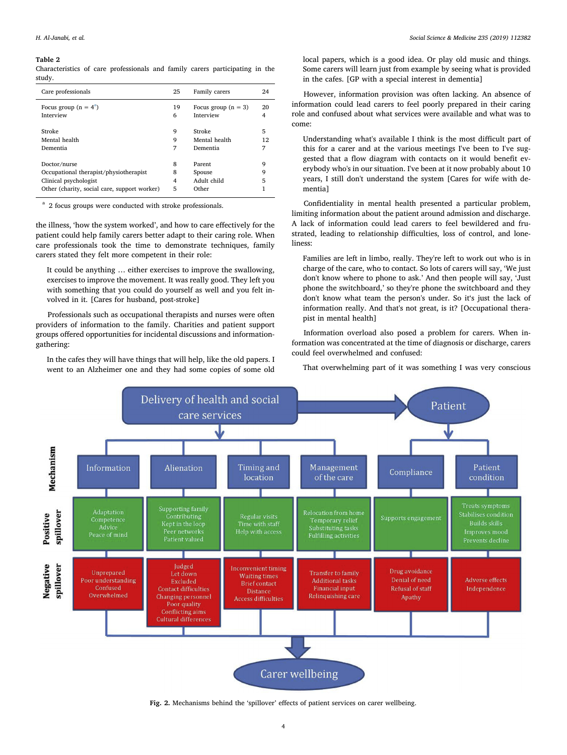**Table 2**
Characteristics of care professionals and family carers participating in the study.

| Care professionals | 25 | Family carers | 24 |
|---|---|---|---|
| Focus group (n = 4[a]) | 19 | Focus group (n = 3) | 20 |
| Interview | 6 | Interview | 4 |
| Stroke | 9 | Stroke | 5 |
| Mental health | 9 | Mental health | 12 |
| Dementia | 7 | Dementia | 7 |
| Doctor/nurse | 8 | Parent | 9 |
| Occupational therapist/physiotherapist | 8 | Spouse | 9 |
| Clinical psychologist | 4 | Adult child | 5 |
| Other (charity, social care, support worker) | 5 | Other | 1 |

[a] 2 focus groups were conducted with stroke professionals.

the illness, 'how the system worked', and how to care effectively for the patient could help family carers better adapt to their caring role. When care professionals took the time to demonstrate techniques, family carers stated they felt more competent in their role:

> It could be anything … either exercises to improve the swallowing, exercises to improve the movement. It was really good. They left you with something that you could do yourself as well and you felt involved in it. [Cares for husband, post-stroke]

Professionals such as occupational therapists and nurses were often providers of information to the family. Charities and patient support groups offered opportunities for incidental discussions and information-gathering:

> In the cafes they will have things that will help, like the old papers. I went to an Alzheimer one and they had some copies of some old local papers, which is a good idea. Or play old music and things. Some carers will learn just from example by seeing what is provided in the cafes. [GP with a special interest in dementia]

However, information provision was often lacking. An absence of information could lead carers to feel poorly prepared in their caring role and confused about what services were available and what was to come:

> Understanding what's available I think is the most difficult part of this for a carer and at the various meetings I've been to I've suggested that a flow diagram with contacts on it would benefit everybody who's in our situation. I've been at it now probably about 10 years, I still don't understand the system [Cares for wife with dementia]

Confidentiality in mental health presented a particular problem, limiting information about the patient around admission and discharge. A lack of information could lead carers to feel bewildered and frustrated, leading to relationship difficulties, loss of control, and loneliness:

> Families are left in limbo, really. They're left to work out who is in charge of the care, who to contact. So lots of carers will say, 'We just don't know where to phone to ask.' And then people will say, 'Just phone the switchboard,' so they're phone the switchboard and they don't know what team the person's under. So it's just the lack of information really. And that's not great, is it? [Occupational therapist in mental health]

Information overload also posed a problem for carers. When information was concentrated at the time of diagnosis or discharge, carers could feel overwhelmed and confused:

> That overwhelming part of it was something I was very conscious

**Fig. 2.** Mechanisms behind the 'spillover' effects of patient services on carer wellbeing.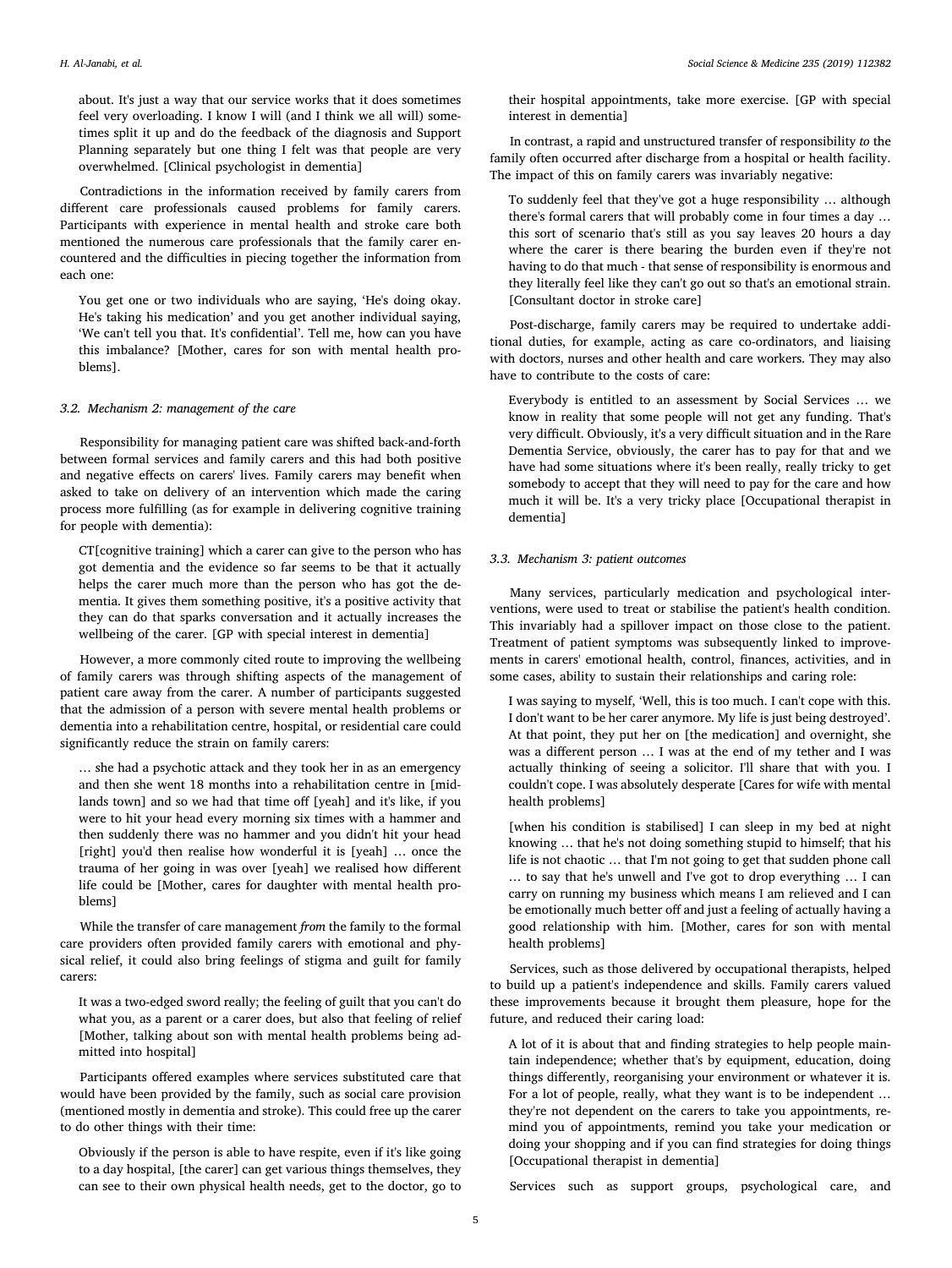about. It's just a way that our service works that it does sometimes feel very overloading. I know I will (and I think we all will) sometimes split it up and do the feedback of the diagnosis and Support Planning separately but one thing I felt was that people are very overwhelmed. [Clinical psychologist in dementia]

Contradictions in the information received by family carers from different care professionals caused problems for family carers. Participants with experience in mental health and stroke care both mentioned the numerous care professionals that the family carer encountered and the difficulties in piecing together the information from each one:

> You get one or two individuals who are saying, 'He's doing okay. He's taking his medication' and you get another individual saying, 'We can't tell you that. It's confidential'. Tell me, how can you have this imbalance? [Mother, cares for son with mental health problems].

### 3.2. Mechanism 2: management of the care

Responsibility for managing patient care was shifted back-and-forth between formal services and family carers and this had both positive and negative effects on carers' lives. Family carers may benefit when asked to take on delivery of an intervention which made the caring process more fulfilling (as for example in delivering cognitive training for people with dementia):

> CT[cognitive training] which a carer can give to the person who has got dementia and the evidence so far seems to be that it actually helps the carer much more than the person who has got the dementia. It gives them something positive, it's a positive activity that they can do that sparks conversation and it actually increases the wellbeing of the carer. [GP with special interest in dementia]

However, a more commonly cited route to improving the wellbeing of family carers was through shifting aspects of the management of patient care away from the carer. A number of participants suggested that the admission of a person with severe mental health problems or dementia into a rehabilitation centre, hospital, or residential care could significantly reduce the strain on family carers:

> … she had a psychotic attack and they took her in as an emergency and then she went 18 months into a rehabilitation centre in [midlands town] and so we had that time off [yeah] and it's like, if you were to hit your head every morning six times with a hammer and then suddenly there was no hammer and you didn't hit your head [right] you'd then realise how wonderful it is [yeah] … once the trauma of her going in was over [yeah] we realised how different life could be [Mother, cares for daughter with mental health problems]

While the transfer of care management *from* the family to the formal care providers often provided family carers with emotional and physical relief, it could also bring feelings of stigma and guilt for family carers:

> It was a two-edged sword really; the feeling of guilt that you can't do what you, as a parent or a carer does, but also that feeling of relief [Mother, talking about son with mental health problems being admitted into hospital]

Participants offered examples where services substituted care that would have been provided by the family, such as social care provision (mentioned mostly in dementia and stroke). This could free up the carer to do other things with their time:

> Obviously if the person is able to have respite, even if it's like going to a day hospital, [the carer] can get various things themselves, they can see to their own physical health needs, get to the doctor, go to their hospital appointments, take more exercise. [GP with special interest in dementia]

In contrast, a rapid and unstructured transfer of responsibility *to* the family often occurred after discharge from a hospital or health facility. The impact of this on family carers was invariably negative:

> To suddenly feel that they've got a huge responsibility … although there's formal carers that will probably come in four times a day … this sort of scenario that's still as you say leaves 20 hours a day where the carer is there bearing the burden even if they're not having to do that much - that sense of responsibility is enormous and they literally feel like they can't go out so that's an emotional strain. [Consultant doctor in stroke care]

Post-discharge, family carers may be required to undertake additional duties, for example, acting as care co-ordinators, and liaising with doctors, nurses and other health and care workers. They may also have to contribute to the costs of care:

> Everybody is entitled to an assessment by Social Services … we know in reality that some people will not get any funding. That's very difficult. Obviously, it's a very difficult situation and in the Rare Dementia Service, obviously, the carer has to pay for that and we have had some situations where it's been really, really tricky to get somebody to accept that they will need to pay for the care and how much it will be. It's a very tricky place [Occupational therapist in dementia]

### 3.3. Mechanism 3: patient outcomes

Many services, particularly medication and psychological interventions, were used to treat or stabilise the patient's health condition. This invariably had a spillover impact on those close to the patient. Treatment of patient symptoms was subsequently linked to improvements in carers' emotional health, control, finances, activities, and in some cases, ability to sustain their relationships and caring role:

> I was saying to myself, 'Well, this is too much. I can't cope with this. I don't want to be her carer anymore. My life is just being destroyed'. At that point, they put her on [the medication] and overnight, she was a different person … I was at the end of my tether and I was actually thinking of seeing a solicitor. I'll share that with you. I couldn't cope. I was absolutely desperate [Cares for wife with mental health problems]

> [when his condition is stabilised] I can sleep in my bed at night knowing … that he's not doing something stupid to himself; that his life is not chaotic … that I'm not going to get that sudden phone call … to say that he's unwell and I've got to drop everything … I can carry on running my business which means I am relieved and I can be emotionally much better off and just a feeling of actually having a good relationship with him. [Mother, cares for son with mental health problems]

Services, such as those delivered by occupational therapists, helped to build up a patient's independence and skills. Family carers valued these improvements because it brought them pleasure, hope for the future, and reduced their caring load:

> A lot of it is about that and finding strategies to help people maintain independence; whether that's by equipment, education, doing things differently, reorganising your environment or whatever it is. For a lot of people, really, what they want is to be independent … they're not dependent on the carers to take you appointments, remind you of appointments, remind you take your medication or doing your shopping and if you can find strategies for doing things [Occupational therapist in dementia]

Services such as support groups, psychological care, and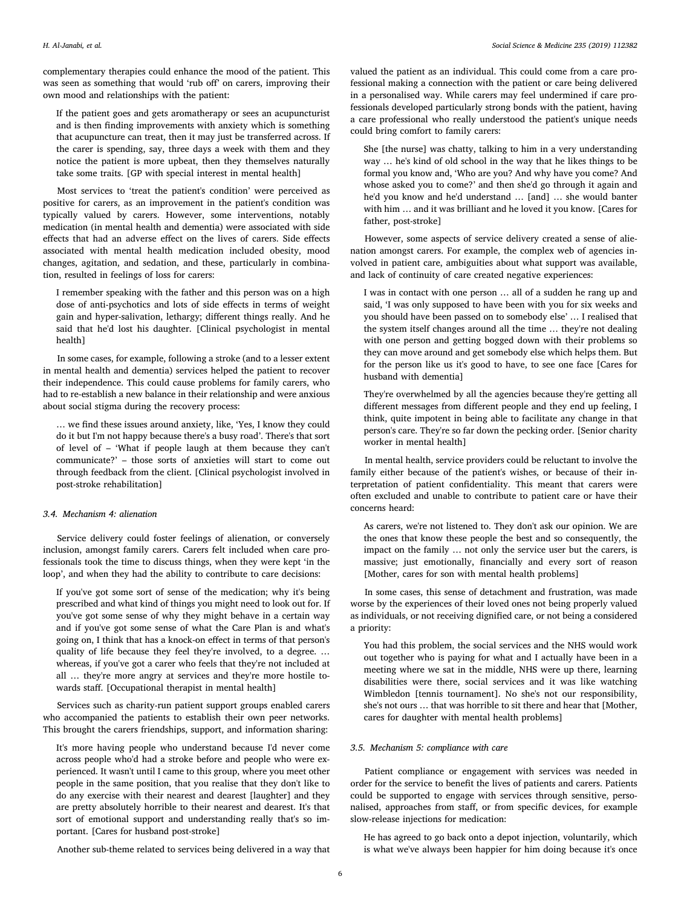complementary therapies could enhance the mood of the patient. This was seen as something that would 'rub off' on carers, improving their own mood and relationships with the patient:

> If the patient goes and gets aromatherapy or sees an acupuncturist and is then finding improvements with anxiety which is something that acupuncture can treat, then it may just be transferred across. If the carer is spending, say, three days a week with them and they notice the patient is more upbeat, then they themselves naturally take some traits. [GP with special interest in mental health]

Most services to 'treat the patient's condition' were perceived as positive for carers, as an improvement in the patient's condition was typically valued by carers. However, some interventions, notably medication (in mental health and dementia) were associated with side effects that had an adverse effect on the lives of carers. Side effects associated with mental health medication included obesity, mood changes, agitation, and sedation, and these, particularly in combination, resulted in feelings of loss for carers:

> I remember speaking with the father and this person was on a high dose of anti-psychotics and lots of side effects in terms of weight gain and hyper-salivation, lethargy; different things really. And he said that he'd lost his daughter. [Clinical psychologist in mental health]

In some cases, for example, following a stroke (and to a lesser extent in mental health and dementia) services helped the patient to recover their independence. This could cause problems for family carers, who had to re-establish a new balance in their relationship and were anxious about social stigma during the recovery process:

> … we find these issues around anxiety, like, 'Yes, I know they could do it but I'm not happy because there's a busy road'. There's that sort of level of – 'What if people laugh at them because they can't communicate?' – those sorts of anxieties will start to come out through feedback from the client. [Clinical psychologist involved in post-stroke rehabilitation]

### 3.4. Mechanism 4: alienation

Service delivery could foster feelings of alienation, or conversely inclusion, amongst family carers. Carers felt included when care professionals took the time to discuss things, when they were kept 'in the loop', and when they had the ability to contribute to care decisions:

> If you've got some sort of sense of the medication; why it's being prescribed and what kind of things you might need to look out for. If you've got some sense of why they might behave in a certain way and if you've got some sense of what the Care Plan is and what's going on, I think that has a knock-on effect in terms of that person's quality of life because they feel they're involved, to a degree. … whereas, if you've got a carer who feels that they're not included at all … they're more angry at services and they're more hostile towards staff. [Occupational therapist in mental health]

Services such as charity-run patient support groups enabled carers who accompanied the patients to establish their own peer networks. This brought the carers friendships, support, and information sharing:

> It's more having people who understand because I'd never come across people who'd had a stroke before and people who were experienced. It wasn't until I came to this group, where you meet other people in the same position, that you realise that they don't like to do any exercise with their nearest and dearest [laughter] and they are pretty absolutely horrible to their nearest and dearest. It's that sort of emotional support and understanding really that's so important. [Cares for husband post-stroke]

Another sub-theme related to services being delivered in a way that valued the patient as an individual. This could come from a care professional making a connection with the patient or care being delivered in a personalised way. While carers may feel undermined if care professionals developed particularly strong bonds with the patient, having a care professional who really understood the patient's unique needs could bring comfort to family carers:

> She [the nurse] was chatty, talking to him in a very understanding way … he's kind of old school in the way that he likes things to be formal you know and, 'Who are you? And why have you come? And whose asked you to come?' and then she'd go through it again and he'd you know and he'd understand … [and] … she would banter with him … and it was brilliant and he loved it you know. [Cares for father, post-stroke]

However, some aspects of service delivery created a sense of alienation amongst carers. For example, the complex web of agencies involved in patient care, ambiguities about what support was available, and lack of continuity of care created negative experiences:

> I was in contact with one person … all of a sudden he rang up and said, 'I was only supposed to have been with you for six weeks and you should have been passed on to somebody else' … I realised that the system itself changes around all the time … they're not dealing with one person and getting bogged down with their problems so they can move around and get somebody else which helps them. But for the person like us it's good to have, to see one face [Cares for husband with dementia]

> They're overwhelmed by all the agencies because they're getting all different messages from different people and they end up feeling, I think, quite impotent in being able to facilitate any change in that person's care. They're so far down the pecking order. [Senior charity worker in mental health]

In mental health, service providers could be reluctant to involve the family either because of the patient's wishes, or because of their interpretation of patient confidentiality. This meant that carers were often excluded and unable to contribute to patient care or have their concerns heard:

> As carers, we're not listened to. They don't ask our opinion. We are the ones that know these people the best and so consequently, the impact on the family … not only the service user but the carers, is massive; just emotionally, financially and every sort of reason [Mother, cares for son with mental health problems]

In some cases, this sense of detachment and frustration, was made worse by the experiences of their loved ones not being properly valued as individuals, or not receiving dignified care, or not being a considered a priority:

> You had this problem, the social services and the NHS would work out together who is paying for what and I actually have been in a meeting where we sat in the middle, NHS were up there, learning disabilities were there, social services and it was like watching Wimbledon [tennis tournament]. No she's not our responsibility, she's not ours … that was horrible to sit there and hear that [Mother, cares for daughter with mental health problems]

### 3.5. Mechanism 5: compliance with care

Patient compliance or engagement with services was needed in order for the service to benefit the lives of patients and carers. Patients could be supported to engage with services through sensitive, personalised, approaches from staff, or from specific devices, for example slow-release injections for medication:

> He has agreed to go back onto a depot injection, voluntarily, which is what we've always been happier for him doing because it's once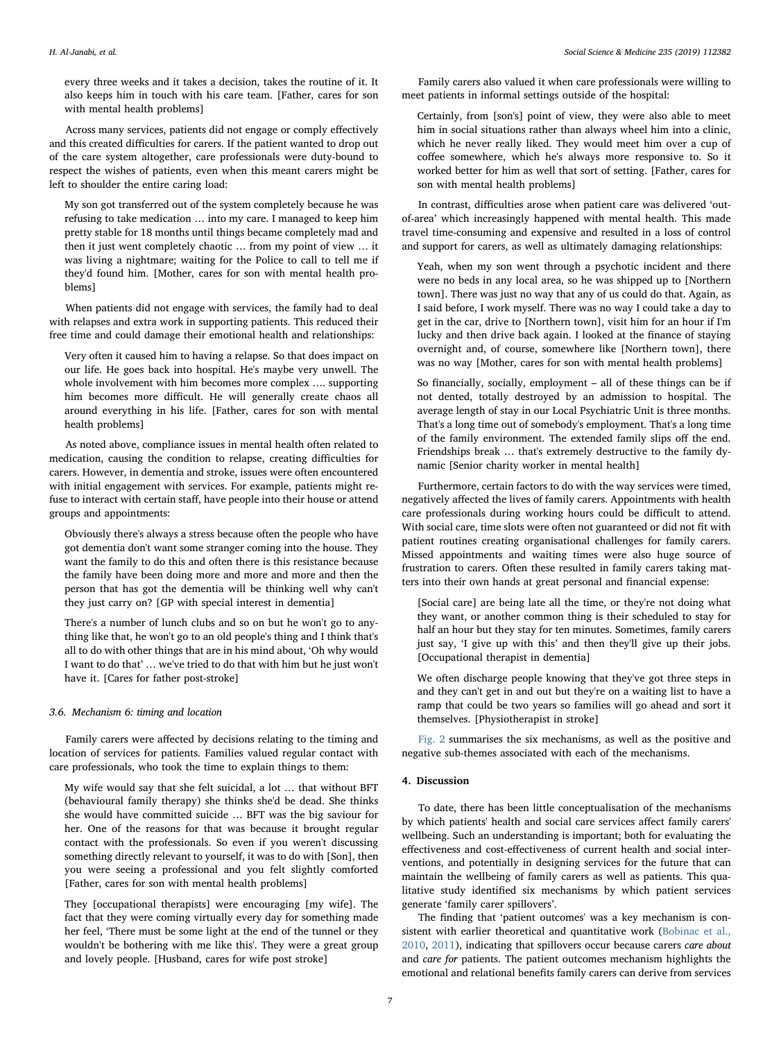every three weeks and it takes a decision, takes the routine of it. It also keeps him in touch with his care team. [Father, cares for son with mental health problems]

Across many services, patients did not engage or comply effectively and this created difficulties for carers. If the patient wanted to drop out of the care system altogether, care professionals were duty-bound to respect the wishes of patients, even when this meant carers might be left to shoulder the entire caring load:

> My son got transferred out of the system completely because he was refusing to take medication … into my care. I managed to keep him pretty stable for 18 months until things became completely mad and then it just went completely chaotic … from my point of view … it was living a nightmare; waiting for the Police to call to tell me if they'd found him. [Mother, cares for son with mental health problems]

When patients did not engage with services, the family had to deal with relapses and extra work in supporting patients. This reduced their free time and could damage their emotional health and relationships:

> Very often it caused him to having a relapse. So that does impact on our life. He goes back into hospital. He's maybe very unwell. The whole involvement with him becomes more complex …. supporting him becomes more difficult. He will generally create chaos all around everything in his life. [Father, cares for son with mental health problems]

As noted above, compliance issues in mental health often related to medication, causing the condition to relapse, creating difficulties for carers. However, in dementia and stroke, issues were often encountered with initial engagement with services. For example, patients might refuse to interact with certain staff, have people into their house or attend groups and appointments:

> Obviously there's always a stress because often the people who have got dementia don't want some stranger coming into the house. They want the family to do this and often there is this resistance because the family have been doing more and more and more and then the person that has got the dementia will be thinking well why can't they just carry on? [GP with special interest in dementia]

> There's a number of lunch clubs and so on but he won't go to anything like that, he won't go to an old people's thing and I think that's all to do with other things that are in his mind about, 'Oh why would I want to do that' … we've tried to do that with him but he just won't have it. [Cares for father post-stroke]

### 3.6. Mechanism 6: timing and location

Family carers were affected by decisions relating to the timing and location of services for patients. Families valued regular contact with care professionals, who took the time to explain things to them:

> My wife would say that she felt suicidal, a lot … that without BFT (behavioural family therapy) she thinks she'd be dead. She thinks she would have committed suicide … BFT was the big saviour for her. One of the reasons for that was because it brought regular contact with the professionals. So even if you weren't discussing something directly relevant to yourself, it was to do with [Son], then you were seeing a professional and you felt slightly comforted [Father, cares for son with mental health problems]

> They [occupational therapists] were encouraging [my wife]. The fact that they were coming virtually every day for something made her feel, 'There must be some light at the end of the tunnel or they wouldn't be bothering with me like this'. They were a great group and lovely people. [Husband, cares for wife post stroke]

Family carers also valued it when care professionals were willing to meet patients in informal settings outside of the hospital:

> Certainly, from [son's] point of view, they were also able to meet him in social situations rather than always wheel him into a clinic, which he never really liked. They would meet him over a cup of coffee somewhere, which he's always more responsive to. So it worked better for him as well that sort of setting. [Father, cares for son with mental health problems]

In contrast, difficulties arose when patient care was delivered 'out-of-area' which increasingly happened with mental health. This made travel time-consuming and expensive and resulted in a loss of control and support for carers, as well as ultimately damaging relationships:

> Yeah, when my son went through a psychotic incident and there were no beds in any local area, so he was shipped up to [Northern town]. There was just no way that any of us could do that. Again, as I said before, I work myself. There was no way I could take a day to get in the car, drive to [Northern town], visit him for an hour if I'm lucky and then drive back again. I looked at the finance of staying overnight and, of course, somewhere like [Northern town], there was no way [Mother, cares for son with mental health problems]

> So financially, socially, employment – all of these things can be if not dented, totally destroyed by an admission to hospital. The average length of stay in our Local Psychiatric Unit is three months. That's a long time out of somebody's employment. That's a long time of the family environment. The extended family slips off the end. Friendships break … that's extremely destructive to the family dynamic [Senior charity worker in mental health]

Furthermore, certain factors to do with the way services were timed, negatively affected the lives of family carers. Appointments with health care professionals during working hours could be difficult to attend. With social care, time slots were often not guaranteed or did not fit with patient routines creating organisational challenges for family carers. Missed appointments and waiting times were also huge source of frustration to carers. Often these resulted in family carers taking matters into their own hands at great personal and financial expense:

> [Social care] are being late all the time, or they're not doing what they want, or another common thing is their scheduled to stay for half an hour but they stay for ten minutes. Sometimes, family carers just say, 'I give up with this' and then they'll give up their jobs. [Occupational therapist in dementia]

> We often discharge people knowing that they've got three steps in and they can't get in and out but they're on a waiting list to have a ramp that could be two years so families will go ahead and sort it themselves. [Physiotherapist in stroke]

Fig. 2 summarises the six mechanisms, as well as the positive and negative sub-themes associated with each of the mechanisms.

## 4. Discussion

To date, there has been little conceptualisation of the mechanisms by which patients' health and social care services affect family carers' wellbeing. Such an understanding is important; both for evaluating the effectiveness and cost-effectiveness of current health and social interventions, and potentially in designing services for the future that can maintain the wellbeing of family carers as well as patients. This qualitative study identified six mechanisms by which patient services generate 'family carer spillovers'.

The finding that 'patient outcomes' was a key mechanism is consistent with earlier theoretical and quantitative work (Bobinac et al., 2010, 2011), indicating that spillovers occur because carers *care about* and *care for* patients. The patient outcomes mechanism highlights the emotional and relational benefits family carers can derive from services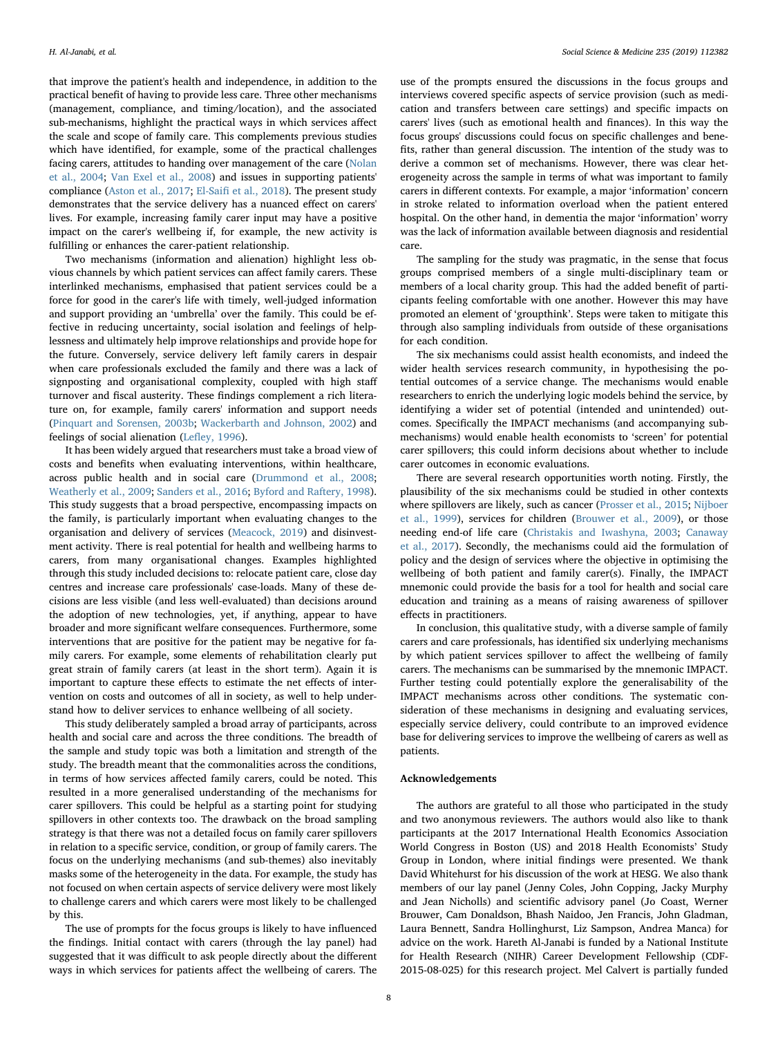that improve the patient's health and independence, in addition to the practical benefit of having to provide less care. Three other mechanisms (management, compliance, and timing/location), and the associated sub-mechanisms, highlight the practical ways in which services affect the scale and scope of family care. This complements previous studies which have identified, for example, some of the practical challenges facing carers, attitudes to handing over management of the care (Nolan et al., 2004; Van Exel et al., 2008) and issues in supporting patients' compliance (Aston et al., 2017; El-Saifi et al., 2018). The present study demonstrates that the service delivery has a nuanced effect on carers' lives. For example, increasing family carer input may have a positive impact on the carer's wellbeing if, for example, the new activity is fulfilling or enhances the carer-patient relationship.

Two mechanisms (information and alienation) highlight less obvious channels by which patient services can affect family carers. These interlinked mechanisms, emphasised that patient services could be a force for good in the carer's life with timely, well-judged information and support providing an 'umbrella' over the family. This could be effective in reducing uncertainty, social isolation and feelings of helplessness and ultimately help improve relationships and provide hope for the future. Conversely, service delivery left family carers in despair when care professionals excluded the family and there was a lack of signposting and organisational complexity, coupled with high staff turnover and fiscal austerity. These findings complement a rich literature on, for example, family carers' information and support needs (Pinquart and Sorensen, 2003b; Wackerbarth and Johnson, 2002) and feelings of social alienation (Lefley, 1996).

It has been widely argued that researchers must take a broad view of costs and benefits when evaluating interventions, within healthcare, across public health and in social care (Drummond et al., 2008; Weatherly et al., 2009; Sanders et al., 2016; Byford and Raftery, 1998). This study suggests that a broad perspective, encompassing impacts on the family, is particularly important when evaluating changes to the organisation and delivery of services (Meacock, 2019) and disinvestment activity. There is real potential for health and wellbeing harms to carers, from many organisational changes. Examples highlighted through this study included decisions to: relocate patient care, close day centres and increase care professionals' case-loads. Many of these decisions are less visible (and less well-evaluated) than decisions around the adoption of new technologies, yet, if anything, appear to have broader and more significant welfare consequences. Furthermore, some interventions that are positive for the patient may be negative for family carers. For example, some elements of rehabilitation clearly put great strain of family carers (at least in the short term). Again it is important to capture these effects to estimate the net effects of intervention on costs and outcomes of all in society, as well to help understand how to deliver services to enhance wellbeing of all society.

This study deliberately sampled a broad array of participants, across health and social care and across the three conditions. The breadth of the sample and study topic was both a limitation and strength of the study. The breadth meant that the commonalities across the conditions, in terms of how services affected family carers, could be noted. This resulted in a more generalised understanding of the mechanisms for carer spillovers. This could be helpful as a starting point for studying spillovers in other contexts too. The drawback on the broad sampling strategy is that there was not a detailed focus on family carer spillovers in relation to a specific service, condition, or group of family carers. The focus on the underlying mechanisms (and sub-themes) also inevitably masks some of the heterogeneity in the data. For example, the study has not focused on when certain aspects of service delivery were most likely to challenge carers and which carers were most likely to be challenged by this.

The use of prompts for the focus groups is likely to have influenced the findings. Initial contact with carers (through the lay panel) had suggested that it was difficult to ask people directly about the different ways in which services for patients affect the wellbeing of carers. The use of the prompts ensured the discussions in the focus groups and interviews covered specific aspects of service provision (such as medication and transfers between care settings) and specific impacts on carers' lives (such as emotional health and finances). In this way the focus groups' discussions could focus on specific challenges and benefits, rather than general discussion. The intention of the study was to derive a common set of mechanisms. However, there was clear heterogeneity across the sample in terms of what was important to family carers in different contexts. For example, a major 'information' concern in stroke related to information overload when the patient entered hospital. On the other hand, in dementia the major 'information' worry was the lack of information available between diagnosis and residential care.

The sampling for the study was pragmatic, in the sense that focus groups comprised members of a single multi-disciplinary team or members of a local charity group. This had the added benefit of participants feeling comfortable with one another. However this may have promoted an element of 'groupthink'. Steps were taken to mitigate this through also sampling individuals from outside of these organisations for each condition.

The six mechanisms could assist health economists, and indeed the wider health services research community, in hypothesising the potential outcomes of a service change. The mechanisms would enable researchers to enrich the underlying logic models behind the service, by identifying a wider set of potential (intended and unintended) outcomes. Specifically the IMPACT mechanisms (and accompanying sub-mechanisms) would enable health economists to 'screen' for potential carer spillovers; this could inform decisions about whether to include carer outcomes in economic evaluations.

There are several research opportunities worth noting. Firstly, the plausibility of the six mechanisms could be studied in other contexts where spillovers are likely, such as cancer (Prosser et al., 2015; Nijboer et al., 1999), services for children (Brouwer et al., 2009), or those needing end-of life care (Christakis and Iwashyna, 2003; Canaway et al., 2017). Secondly, the mechanisms could aid the formulation of policy and the design of services where the objective in optimising the wellbeing of both patient and family carer(s). Finally, the IMPACT mnemonic could provide the basis for a tool for health and social care education and training as a means of raising awareness of spillover effects in practitioners.

In conclusion, this qualitative study, with a diverse sample of family carers and care professionals, has identified six underlying mechanisms by which patient services spillover to affect the wellbeing of family carers. The mechanisms can be summarised by the mnemonic IMPACT. Further testing could potentially explore the generalisability of the IMPACT mechanisms across other conditions. The systematic consideration of these mechanisms in designing and evaluating services, especially service delivery, could contribute to an improved evidence base for delivering services to improve the wellbeing of carers as well as patients.

## Acknowledgements

The authors are grateful to all those who participated in the study and two anonymous reviewers. The authors would also like to thank participants at the 2017 International Health Economics Association World Congress in Boston (US) and 2018 Health Economists' Study Group in London, where initial findings were presented. We thank David Whitehurst for his discussion of the work at HESG. We also thank members of our lay panel (Jenny Coles, John Copping, Jacky Murphy and Jean Nicholls) and scientific advisory panel (Jo Coast, Werner Brouwer, Cam Donaldson, Bhash Naidoo, Jen Francis, John Gladman, Laura Bennett, Sandra Hollinghurst, Liz Sampson, Andrea Manca) for advice on the work. Hareth Al-Janabi is funded by a National Institute for Health Research (NIHR) Career Development Fellowship (CDF-2015-08-025) for this research project. Mel Calvert is partially funded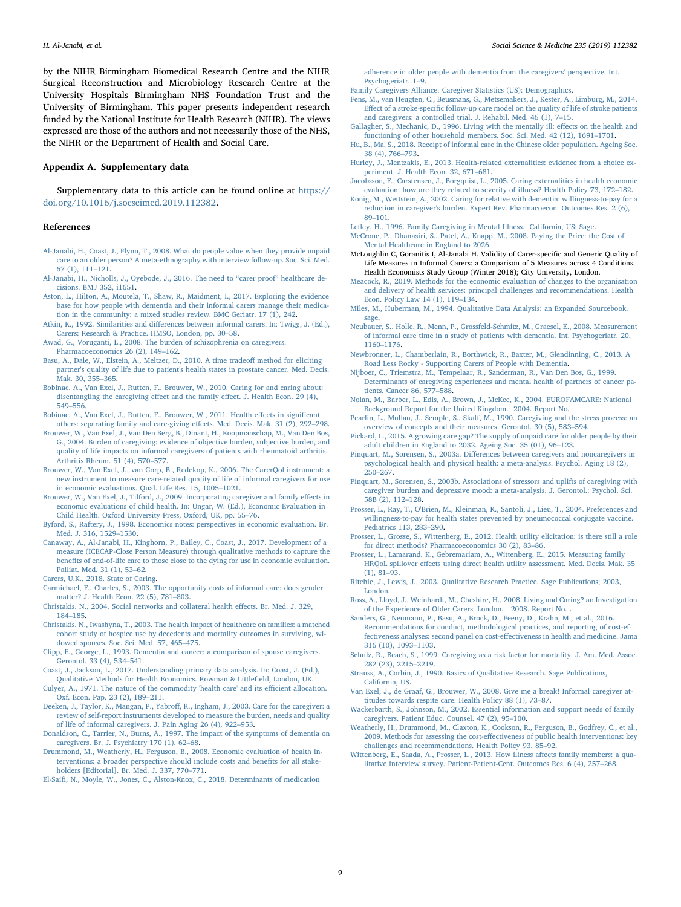by the NIHR Birmingham Biomedical Research Centre and the NIHR Surgical Reconstruction and Microbiology Research Centre at the University Hospitals Birmingham NHS Foundation Trust and the University of Birmingham. This paper presents independent research funded by the National Institute for Health Research (NIHR). The views expressed are those of the authors and not necessarily those of the NHS, the NIHR or the Department of Health and Social Care.

## Appendix A. Supplementary data

Supplementary data to this article can be found online at https://doi.org/10.1016/j.socscimed.2019.112382.

## References

Al-Janabi, H., Coast, J., Flynn, T., 2008. What do people value when they provide unpaid care to an older person? A meta-ethnography with interview follow-up. Soc. Sci. Med. 67 (1), 111–121.

Al-Janabi, H., Nicholls, J., Oyebode, J., 2016. The need to "carer proof" healthcare decisions. BMJ 352, i1651.

Aston, L., Hilton, A., Moutela, T., Shaw, R., Maidment, I., 2017. Exploring the evidence base for how people with dementia and their informal carers manage their medication in the community: a mixed studies review. BMC Geriatr. 17 (1), 242.

Atkin, K., 1992. Similarities and differences between informal carers. In: Twigg, J. (Ed.), Carers: Research & Practice. HMSO, London, pp. 30–58.

Awad, G., Voruganti, L., 2008. The burden of schizophrenia on caregivers. Pharmacoeconomics 26 (2), 149–162.

Basu, A., Dale, W., Elstein, A., Meltzer, D., 2010. A time tradeoff method for eliciting partner's quality of life due to patient's health states in prostate cancer. Med. Decis. Mak. 30, 355–365.

Bobinac, A., Van Exel, J., Rutten, F., Brouwer, W., 2010. Caring for and caring about: disentangling the caregiving effect and the family effect. J. Health Econ. 29 (4), 549–556.

Bobinac, A., Van Exel, J., Rutten, F., Brouwer, W., 2011. Health effects in significant others: separating family and care-giving effects. Med. Decis. Mak. 31 (2), 292–298.

Brouwer, W., Van Exel, J., Van Den Berg, B., Dinant, H., Koopmanschap, M., Van Den Bos, G., 2004. Burden of caregiving: evidence of objective burden, subjective burden, and quality of life impacts on informal caregivers of patients with rheumatoid arthritis. Arthritis Rheum. 51 (4), 570–577.

Brouwer, W., Van Exel, J., van Gorp, B., Redekop, K., 2006. The CarerQol instrument: a new instrument to measure care-related quality of life of informal caregivers for use in economic evaluations. Qual. Life Res. 15, 1005–1021.

Brouwer, W., Van Exel, J., Tilford, J., 2009. Incorporating caregiver and family effects in economic evaluations of child health. In: Ungar, W. (Ed.), Economic Evaluation in Child Health. Oxford University Press, Oxford, UK, pp. 55–76.

Byford, S., Raftery, J., 1998. Economics notes: perspectives in economic evaluation. Br. Med. J. 316, 1529–1530.

Canaway, A., Al-Janabi, H., Kinghorn, P., Bailey, C., Coast, J., 2017. Development of a measure (ICECAP-Close Person Measure) through qualitative methods to capture the benefits of end-of-life care to those close to the dying for use in economic evaluation. Palliat. Med. 31 (1), 53–62.

Carers, U.K., 2018. State of Caring.

Carmichael, F., Charles, S., 2003. The opportunity costs of informal care: does gender matter? J. Health Econ. 22 (5), 781–803.

Christakis, N., 2004. Social networks and collateral health effects. Br. Med. J. 329, 184–185.

Christakis, N., Iwashyna, T., 2003. The health impact of healthcare on families: a matched cohort study of hospice use by decedents and mortality outcomes in surviving, widowed spouses. Soc. Sci. Med. 57, 465–475.

Clipp, E., George, L., 1993. Dementia and cancer: a comparison of spouse caregivers. Gerontol. 33 (4), 534–541.

Coast, J., Jackson, L., 2017. Understanding primary data analysis. In: Coast, J. (Ed.), Qualitative Methods for Health Economics. Rowman & Littlefield, London, UK.

Culyer, A., 1971. The nature of the commodity 'health care' and its efficient allocation. Oxf. Econ. Pap. 23 (2), 189–211.

Deeken, J., Taylor, K., Mangan, P., Yabroff, R., Ingham, J., 2003. Care for the caregiver: a review of self-report instruments developed to measure the burden, needs and quality of life of informal caregivers. J. Pain Aging 26 (4), 922–953.

Donaldson, C., Tarrier, N., Burns, A., 1997. The impact of the symptoms of dementia on caregivers. Br. J. Psychiatry 170 (1), 62–68.

Drummond, M., Weatherly, H., Ferguson, B., 2008. Economic evaluation of health interventions: a broader perspective should include costs and benefits for all stakeholders [Editorial]. Br. Med. J. 337, 770–771.

El-Saifi, N., Moyle, W., Jones, C., Alston-Knox, C., 2018. Determinants of medication adherence in older people with dementia from the caregivers' perspective. Int. Psychogeriatr. 1–9.

Family Caregivers Alliance. Caregiver Statistics (US): Demographics.

Fens, M., van Heugten, C., Beusmans, G., Metsemakers, J., Kester, A., Limburg, M., 2014. Effect of a stroke-specific follow-up care model on the quality of life of stroke patients and caregivers: a controlled trial. J. Rehabil. Med. 46 (1), 7–15.

Gallagher, S., Mechanic, D., 1996. Living with the mentally ill: effects on the health and functioning of other household members. Soc. Sci. Med. 42 (12), 1691–1701.

Hu, B., Ma, S., 2018. Receipt of informal care in the Chinese older population. Ageing Soc. 38 (4), 766–793.

Hurley, J., Mentzakis, E., 2013. Health-related externalities: evidence from a choice experiment. J. Health Econ. 32, 671–681.

Jacobsson, F., Carstensen, J., Borgquist, L., 2005. Caring externalities in health economic evaluation: how are they related to severity of illness? Health Policy 73, 172–182.

Konig, M., Wettstein, A., 2002. Caring for relative with dementia: willingness-to-pay for a reduction in caregiver's burden. Expert Rev. Pharmacoecon. Outcomes Res. 2 (6), 89–101.

Lefley, H., 1996. Family Caregiving in Mental Illness. California, US: Sage.

McCrone, P., Dhanasiri, S., Patel, A., Knapp, M., 2008. Paying the Price: the Cost of Mental Healthcare in England to 2026.

McLoughlin C, Goranitis I, Al-Janabi H. Validity of Carer-specific and Generic Quality of Life Measures in Informal Carers: a Comparison of 5 Measures across 4 Conditions. Health Economists Study Group (Winter 2018); City University, London.

Meacock, R., 2019. Methods for the economic evaluation of changes to the organisation and delivery of health services: principal challenges and recommendations. Health Econ. Policy Law 14 (1), 119–134.

Miles, M., Huberman, M., 1994. Qualitative Data Analysis: an Expanded Sourcebook. sage.

Neubauer, S., Holle, R., Menn, P., Grossfeld-Schmitz, M., Graesel, E., 2008. Measurement of informal care time in a study of patients with dementia. Int. Psychogeriatr. 20, 1160–1176.

Newbronner, L., Chamberlain, R., Borthwick, R., Baxter, M., Glendinning, C., 2013. A Road Less Rocky - Supporting Carers of People with Dementia.

Nijboer, C., Triemstra, M., Tempelaar, R., Sanderman, R., Van Den Bos, G., 1999. Determinants of caregiving experiences and mental health of partners of cancer patients. Cancer 86, 577–588.

Nolan, M., Barber, L., Edis, A., Brown, J., McKee, K., 2004. EUROFAMCARE: National Background Report for the United Kingdom. 2004. Report No.

Pearlin, L., Mullan, J., Semple, S., Skaff, M., 1990. Caregiving and the stress process: an overview of concepts and their measures. Gerontol. 30 (5), 583–594.

Pickard, L., 2015. A growing care gap? The supply of unpaid care for older people by their adult children in England to 2032. Ageing Soc. 35 (01), 96–123.

Pinquart, M., Sorensen, S., 2003a. Differences between caregivers and noncaregivers in psychological health and physical health: a meta-analysis. Psychol. Aging 18 (2), 250–267.

Pinquart, M., Sorensen, S., 2003b. Associations of stressors and uplifts of caregiving with caregiver burden and depressive mood: a meta-analysis. J. Gerontol.: Psychol. Sci. 58B (2), 112–128.

Prosser, L., Ray, T., O'Brien, M., Kleinman, K., Santoli, J., Lieu, T., 2004. Preferences and willingness-to-pay for health states prevented by pneumococcal conjugate vaccine. Pediatrics 113, 283–290.

Prosser, L., Grosse, S., Wittenberg, E., 2012. Health utility elicitation: is there still a role for direct methods? Pharmacoeconomics 30 (2), 83–86.

Prosser, L., Lamarand, K., Gebremariam, A., Wittenberg, E., 2015. Measuring family HRQoL spillover effects using direct health utility assessment. Med. Decis. Mak. 35 (1), 81–93.

Ritchie, J., Lewis, J., 2003. Qualitative Research Practice. Sage Publications; 2003, London.

Ross, A., Lloyd, J., Weinhardt, M., Cheshire, H., 2008. Living and Caring? an Investigation of the Experience of Older Carers. London. 2008. Report No. .

Sanders, G., Neumann, P., Basu, A., Brock, D., Feeny, D., Krahn, M., et al., 2016. Recommendations for conduct, methodological practices, and reporting of cost-effectiveness analyses: second panel on cost-effectiveness in health and medicine. Jama 316 (10), 1093–1103.

Schulz, R., Beach, S., 1999. Caregiving as a risk factor for mortality. J. Am. Med. Assoc. 282 (23), 2215–2219.

Strauss, A., Corbin, J., 1990. Basics of Qualitative Research. Sage Publications, California, US.

Van Exel, J., de Graaf, G., Brouwer, W., 2008. Give me a break! Informal caregiver attitudes towards respite care. Health Policy 88 (1), 73–87.

Wackerbarth, S., Johnson, M., 2002. Essential information and support needs of family caregivers. Patient Educ. Counsel. 47 (2), 95–100.

Weatherly, H., Drummond, M., Claxton, K., Cookson, R., Ferguson, B., Godfrey, C., et al., 2009. Methods for assessing the cost-effectiveness of public health interventions: key challenges and recommendations. Health Policy 93, 85–92.

Wittenberg, E., Saada, A., Prosser, L., 2013. How illness affects family members: a qualitative interview survey. Patient-Patient-Cent. Outcomes Res. 6 (4), 257–268.